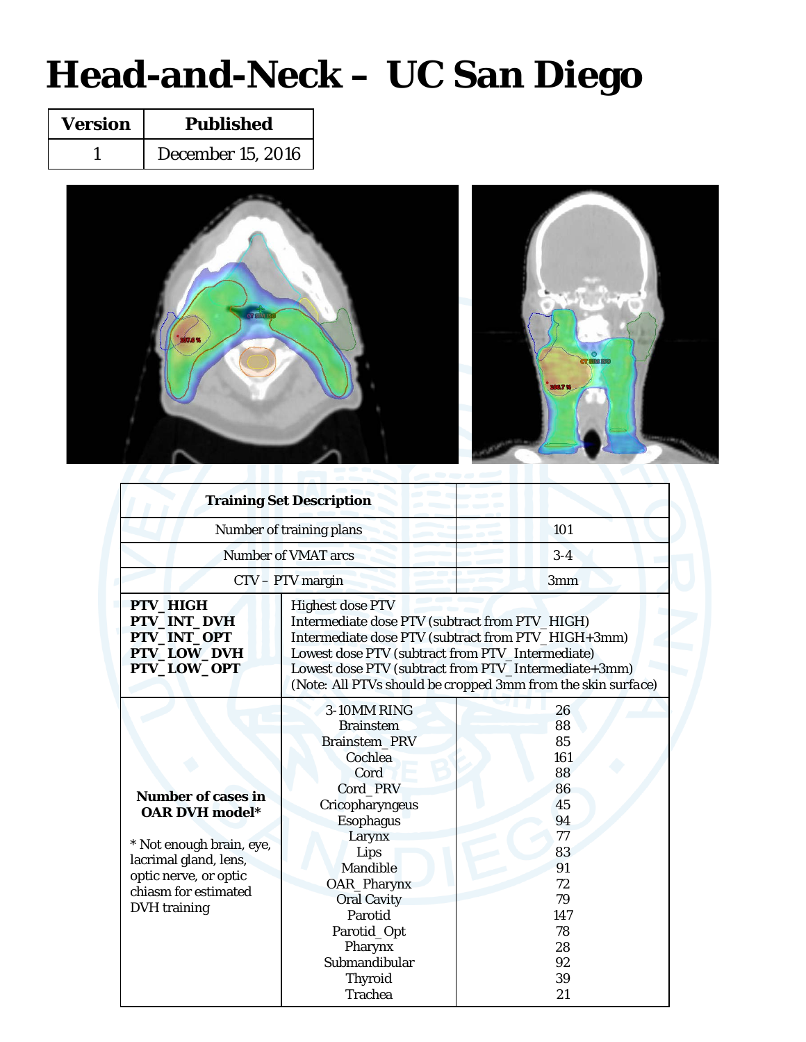# Head-and-Neck – UC San Diego

| Version | Published |
|---|---|
| 1 | December 15, 2016 |

| Training Set Description | | |
|---|---|---|
| Number of training plans | | 101 |
| Number of VMAT arcs | | 3-4 |
| CTV – PTV margin | | 3mm |
| **PTV_HIGH**<br>**PTV_INT_DVH**<br>**PTV_INT_OPT**<br>**PTV_LOW_DVH**<br>**PTV_LOW_OPT** | Highest dose PTV<br>Intermediate dose PTV (subtract from PTV_HIGH)<br>Intermediate dose PTV (subtract from PTV_HIGH+3mm)<br>Lowest dose PTV (subtract from PTV_Intermediate)<br>Lowest dose PTV (subtract from PTV_Intermediate+3mm)<br>(Note: All PTVs should be cropped 3mm from the skin surface) | |
| **Number of cases in OAR DVH model***<br><br>* Not enough brain, eye, lacrimal gland, lens, optic nerve, or optic chiasm for estimated DVH training | 3-10MM RING | 26 |
| | Brainstem | 88 |
| | Brainstem_PRV | 85 |
| | Cochlea | 161 |
| | Cord | 88 |
| | Cord_PRV | 86 |
| | Cricopharyngeus | 45 |
| | Esophagus | 94 |
| | Larynx | 77 |
| | Lips | 83 |
| | Mandible | 91 |
| | OAR_Pharynx | 72 |
| | Oral Cavity | 79 |
| | Parotid | 147 |
| | Parotid_Opt | 78 |
| | Pharynx | 28 |
| | Submandibular | 92 |
| | Thyroid | 39 |
| | Trachea | 21 |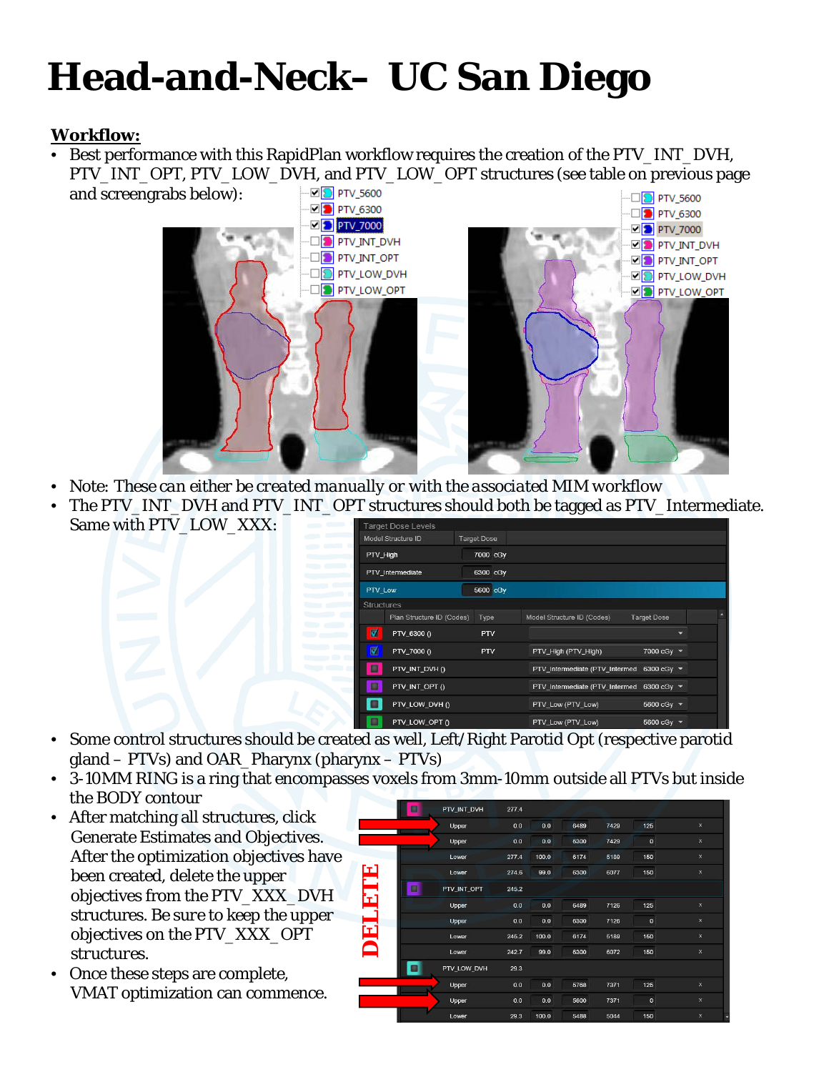# Head-and-Neck- UC San Diego

**Workflow:**

- Best performance with this RapidPlan workflow requires the creation of the PTV_INT_DVH, PTV_INT_OPT, PTV_LOW_DVH, and PTV_LOW_OPT structures (see table on previous page and screengrabs below):
- Note: These can either be created manually or with the associated MIM workflow
- The PTV_INT_DVH and PTV_INT_OPT structures should both be tagged as PTV_Intermediate. Same with PTV_LOW_XXX:
- Some control structures should be created as well, Left/Right Parotid Opt (respective parotid gland – PTVs) and OAR_Pharynx (pharynx – PTVs)
- 3-10MM RING is a ring that encompasses voxels from 3mm-10mm outside all PTVs but inside the BODY contour
- After matching all structures, click Generate Estimates and Objectives. After the optimization objectives have been created, delete the upper objectives from the PTV_XXX_DVH structures. Be sure to keep the upper objectives on the PTV_XXX_OPT structures.
- Once these steps are complete, VMAT optimization can commence.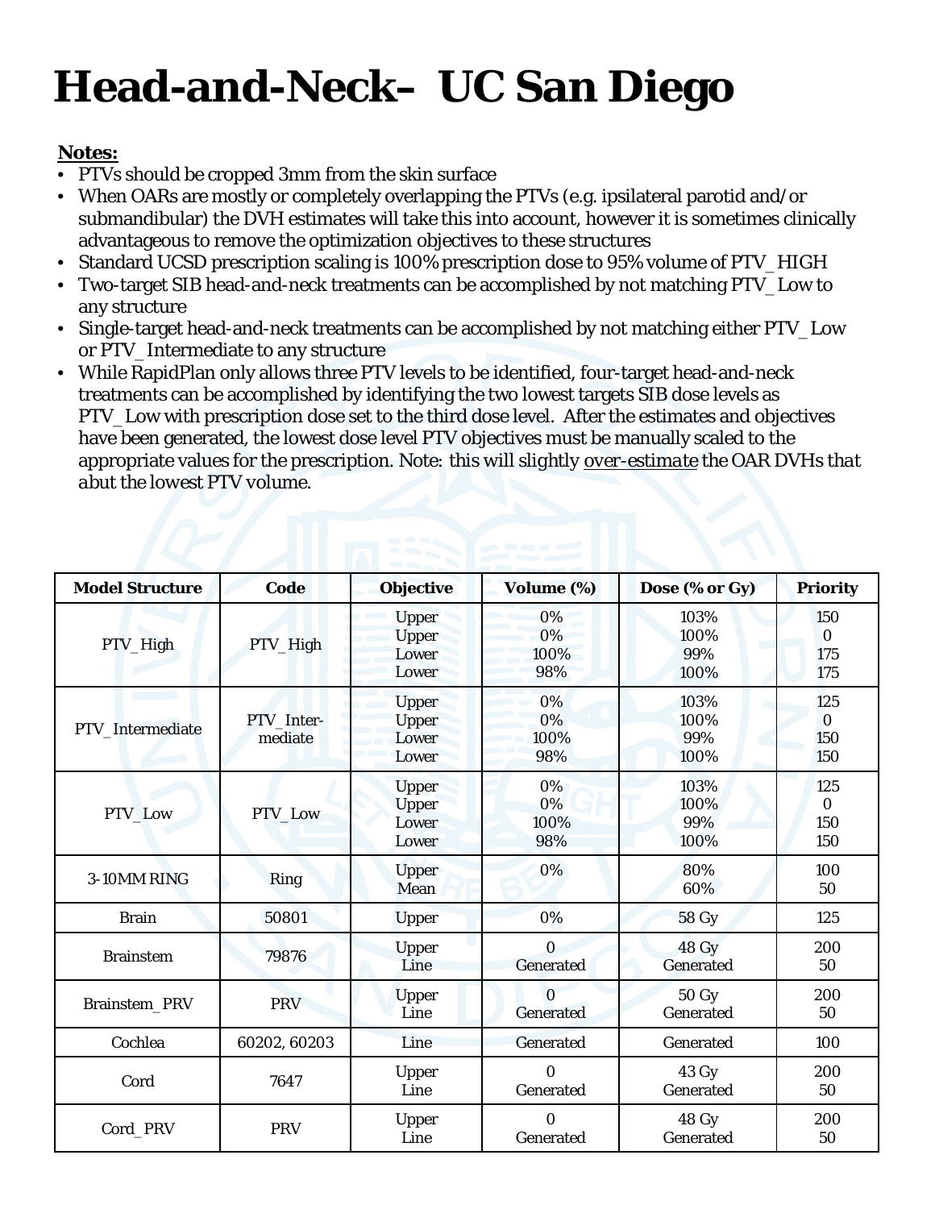# Head-and-Neck– UC San Diego

**Notes:**

- PTVs should be cropped 3mm from the skin surface
- When OARs are mostly or completely overlapping the PTVs (e.g. ipsilateral parotid and/or submandibular) the DVH estimates will take this into account, however it is sometimes clinically advantageous to remove the optimization objectives to these structures
- Standard UCSD prescription scaling is 100% prescription dose to 95% volume of PTV_HIGH
- Two-target SIB head-and-neck treatments can be accomplished by not matching PTV_Low to any structure
- Single-target head-and-neck treatments can be accomplished by not matching either PTV_Low or PTV_Intermediate to any structure
- While RapidPlan only allows three PTV levels to be identified, four-target head-and-neck treatments can be accomplished by identifying the two lowest targets SIB dose levels as PTV_Low with prescription dose set to the third dose level. After the estimates and objectives have been generated, the lowest dose level PTV objectives must be manually scaled to the appropriate values for the prescription. Note: this will slightly <u>over-estimate</u> *the OAR DVHs that abut the lowest PTV volume.*

| Model Structure | Code | Objective | Volume (%) | Dose (% or Gy) | Priority |
|---|---|---|---|---|---|
| PTV_High | PTV_High | Upper<br>Upper<br>Lower<br>Lower | 0%<br>0%<br>100%<br>98% | 103%<br>100%<br>99%<br>100% | 150<br>0<br>175<br>175 |
| PTV_Intermediate | PTV_Inter-mediate | Upper<br>Upper<br>Lower<br>Lower | 0%<br>0%<br>100%<br>98% | 103%<br>100%<br>99%<br>100% | 125<br>0<br>150<br>150 |
| PTV_Low | PTV_Low | Upper<br>Upper<br>Lower<br>Lower | 0%<br>0%<br>100%<br>98% | 103%<br>100%<br>99%<br>100% | 125<br>0<br>150<br>150 |
| 3-10MM RING | Ring | Upper<br>Mean | 0% | 80%<br>60% | 100<br>50 |
| Brain | 50801 | Upper | 0% | 58 Gy | 125 |
| Brainstem | 79876 | Upper<br>Line | 0<br>Generated | 48 Gy<br>Generated | 200<br>50 |
| Brainstem_PRV | PRV | Upper<br>Line | 0<br>Generated | 50 Gy<br>Generated | 200<br>50 |
| Cochlea | 60202, 60203 | Line | Generated | Generated | 100 |
| Cord | 7647 | Upper<br>Line | 0<br>Generated | 43 Gy<br>Generated | 200<br>50 |
| Cord_PRV | PRV | Upper<br>Line | 0<br>Generated | 48 Gy<br>Generated | 200<br>50 |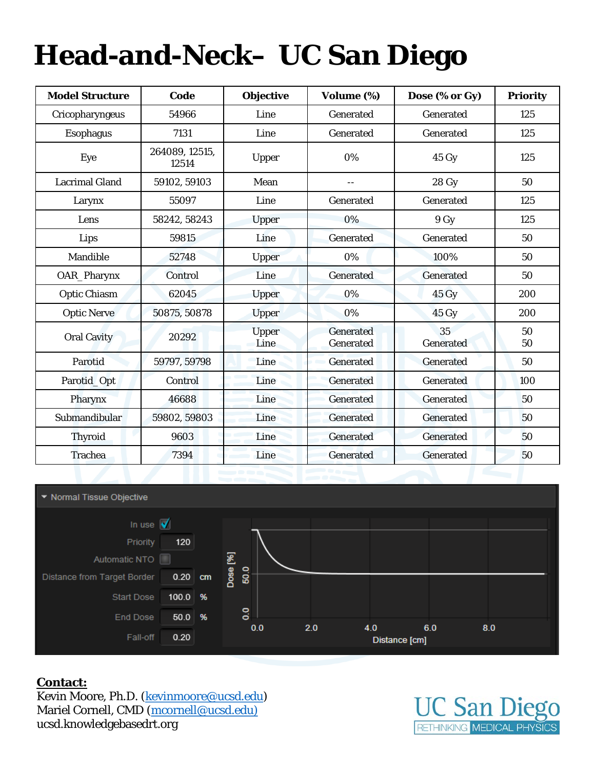# Head-and-Neck- UC San Diego

| Model Structure | Code | Objective | Volume (%) | Dose (% or Gy) | Priority |
|---|---|---|---|---|---|
| Cricopharyngeus | 54966 | Line | Generated | Generated | 125 |
| Esophagus | 7131 | Line | Generated | Generated | 125 |
| Eye | 264089, 12515, 12514 | Upper | 0% | 45 Gy | 125 |
| Lacrimal Gland | 59102, 59103 | Mean | -- | 28 Gy | 50 |
| Larynx | 55097 | Line | Generated | Generated | 125 |
| Lens | 58242, 58243 | Upper | 0% | 9 Gy | 125 |
| Lips | 59815 | Line | Generated | Generated | 50 |
| Mandible | 52748 | Upper | 0% | 100% | 50 |
| OAR_Pharynx | Control | Line | Generated | Generated | 50 |
| Optic Chiasm | 62045 | Upper | 0% | 45 Gy | 200 |
| Optic Nerve | 50875, 50878 | Upper | 0% | 45 Gy | 200 |
| Oral Cavity | 20292 | Upper<br>Line | Generated<br>Generated | 35<br>Generated | 50<br>50 |
| Parotid | 59797, 59798 | Line | Generated | Generated | 50 |
| Parotid_Opt | Control | Line | Generated | Generated | 100 |
| Pharynx | 46688 | Line | Generated | Generated | 50 |
| Submandibular | 59802, 59803 | Line | Generated | Generated | 50 |
| Thyroid | 9603 | Line | Generated | Generated | 50 |
| Trachea | 7394 | Line | Generated | Generated | 50 |

Normal Tissue Objective

In use ✓
Priority 120
Automatic NTO
Distance from Target Border 0.20 cm
Start Dose 100.0 %
End Dose 50.0 %
Fall-off 0.20

Dose [%]
50.0
0.0
0.0 2.0 4.0 6.0 8.0
Distance [cm]

**Contact:**
Kevin Moore, Ph.D. (kevinmoore@ucsd.edu)
Mariel Cornell, CMD (mcornell@ucsd.edu)
ucsd.knowledgebasedrt.org

UC San Diego
RETHINKING MEDICAL PHYSICS